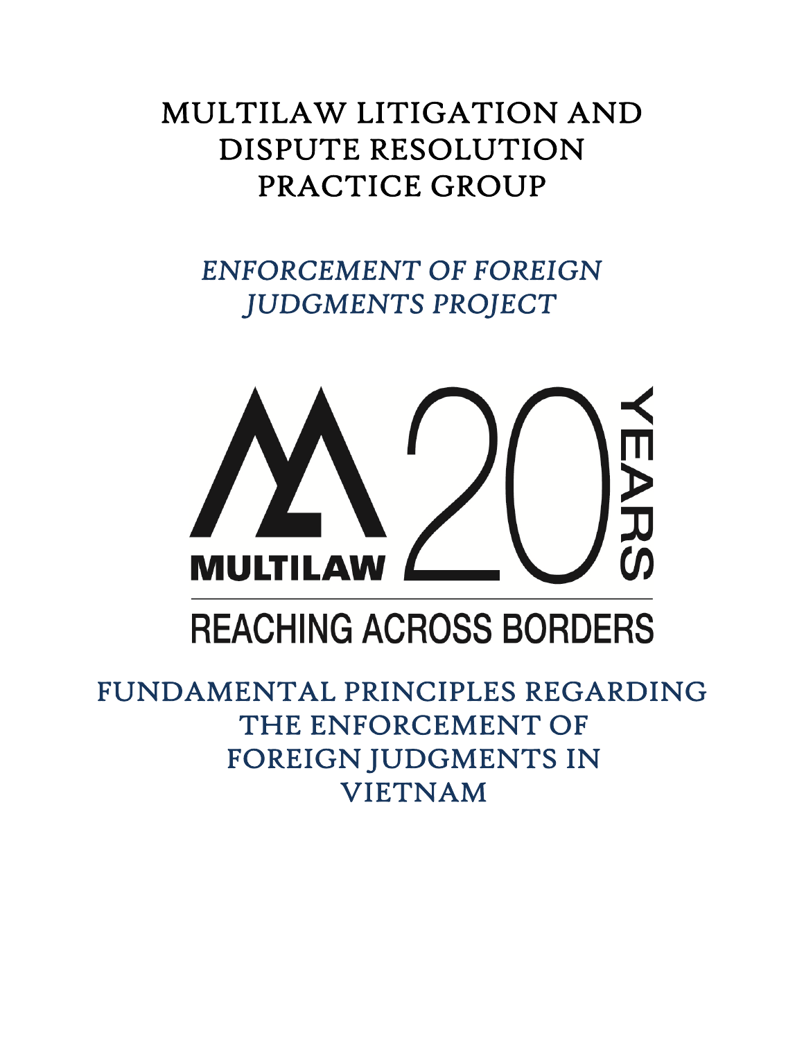# MULTILAW LITIGATION AND DISPUTE RESOLUTION PRACTICE GROUP

## *ENFORCEMENT OF FOREIGN JUDGMENTS PROJECT*

MULTILAW 20 YEARS

REACHING ACROSS BORDERS

## FUNDAMENTAL PRINCIPLES REGARDING THE ENFORCEMENT OF FOREIGN JUDGMENTS IN VIETNAM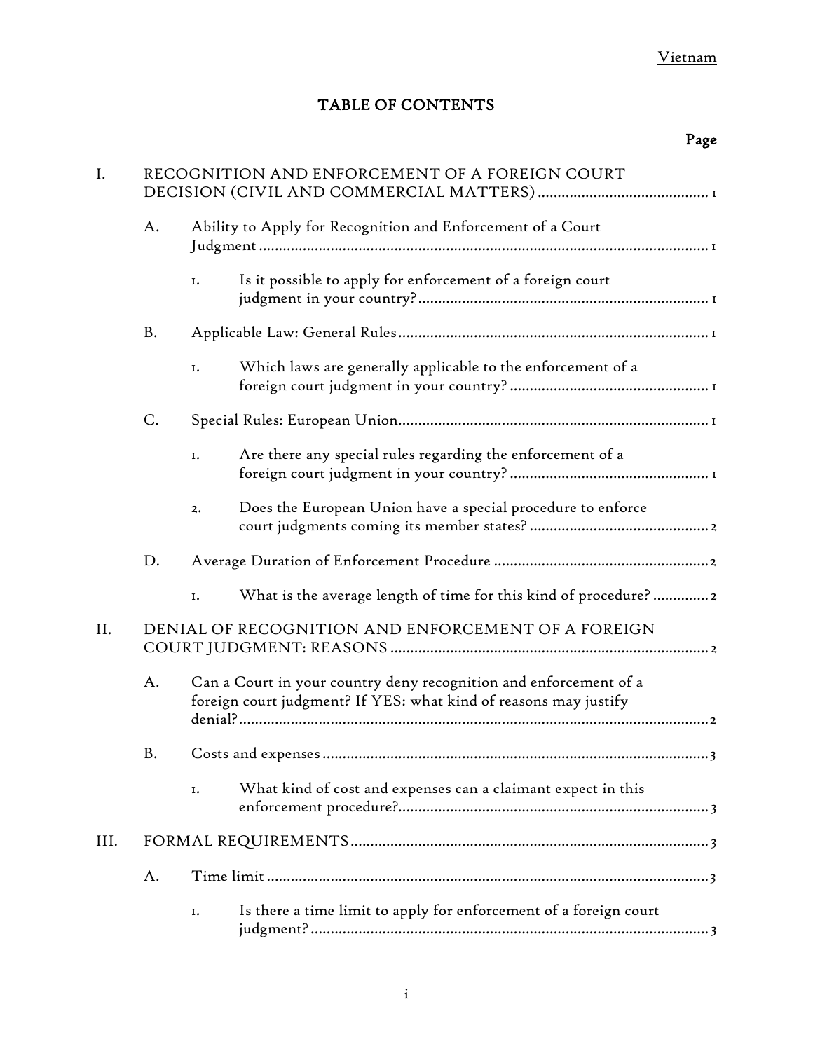# TABLE OF CONTENTS

Page

I. RECOGNITION AND ENFORCEMENT OF A FOREIGN COURT DECISION (CIVIL AND COMMERCIAL MATTERS) .......... 1

- A. Ability to Apply for Recognition and Enforcement of a Court Judgment .......... 1
  - 1. Is it possible to apply for enforcement of a foreign court judgment in your country? .......... 1
- B. Applicable Law: General Rules .......... 1
  - 1. Which laws are generally applicable to the enforcement of a foreign court judgment in your country? .......... 1
- C. Special Rules: European Union .......... 1
  - 1. Are there any special rules regarding the enforcement of a foreign court judgment in your country? .......... 1
  - 2. Does the European Union have a special procedure to enforce court judgments coming its member states? .......... 2
- D. Average Duration of Enforcement Procedure .......... 2
  - 1. What is the average length of time for this kind of procedure? .......... 2

II. DENIAL OF RECOGNITION AND ENFORCEMENT OF A FOREIGN COURT JUDGMENT: REASONS .......... 2

- A. Can a Court in your country deny recognition and enforcement of a foreign court judgment? If YES: what kind of reasons may justify denial? .......... 2
- B. Costs and expenses .......... 3
  - 1. What kind of cost and expenses can a claimant expect in this enforcement procedure? .......... 3

III. FORMAL REQUIREMENTS .......... 3

- A. Time limit .......... 3
  - 1. Is there a time limit to apply for enforcement of a foreign court judgment? .......... 3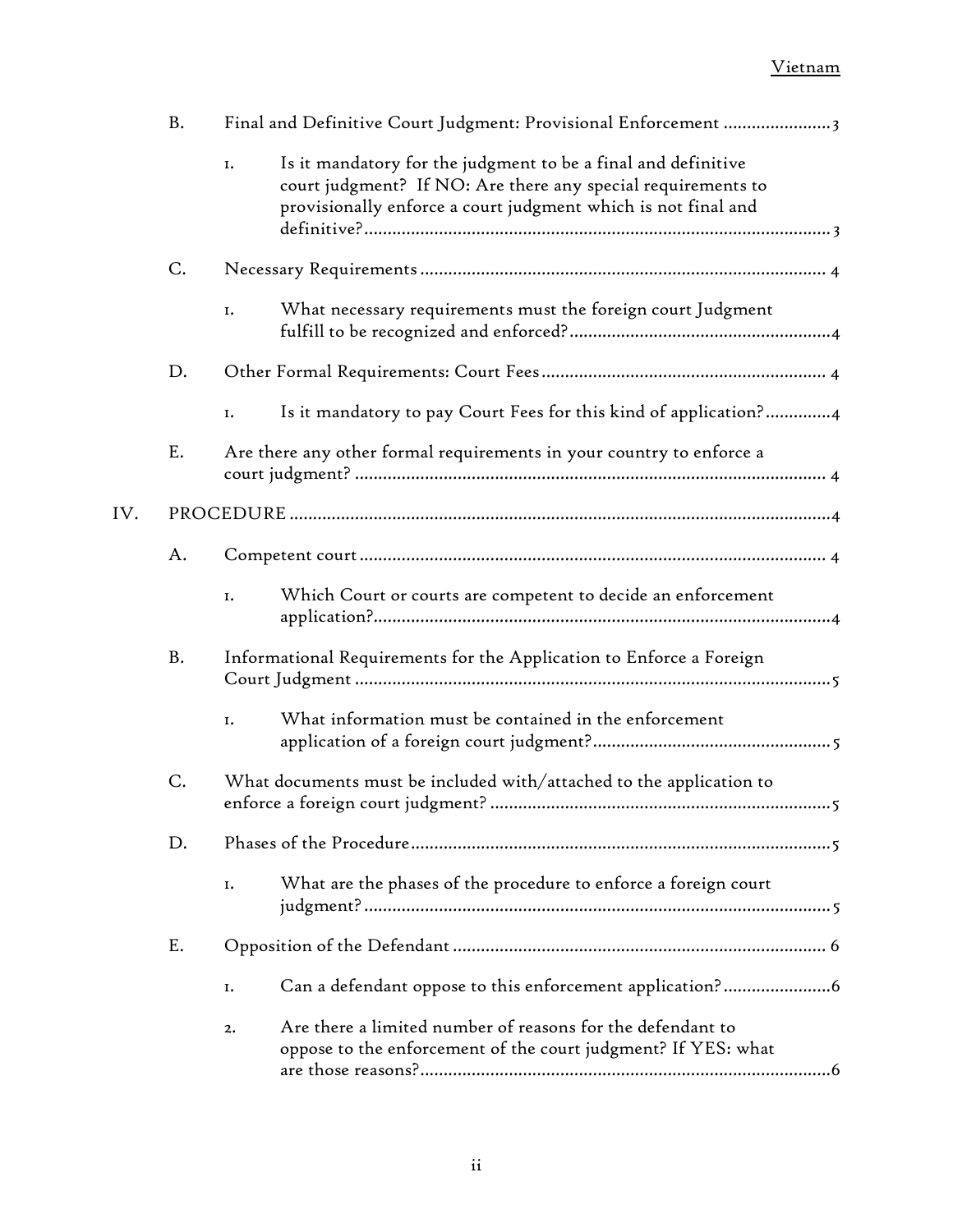B. Final and Definitive Court Judgment: Provisional Enforcement ....................... 3

1. Is it mandatory for the judgment to be a final and definitive court judgment? If NO: Are there any special requirements to provisionally enforce a court judgment which is not final and definitive? ....................... 3

C. Necessary Requirements ....................... 4

1. What necessary requirements must the foreign court Judgment fulfill to be recognized and enforced? ....................... 4

D. Other Formal Requirements: Court Fees ....................... 4

1. Is it mandatory to pay Court Fees for this kind of application? ....................... 4

E. Are there any other formal requirements in your country to enforce a court judgment? ....................... 4

IV. PROCEDURE ....................... 4

A. Competent court ....................... 4

1. Which Court or courts are competent to decide an enforcement application? ....................... 4

B. Informational Requirements for the Application to Enforce a Foreign Court Judgment ....................... 5

1. What information must be contained in the enforcement application of a foreign court judgment? ....................... 5

C. What documents must be included with/attached to the application to enforce a foreign court judgment? ....................... 5

D. Phases of the Procedure ....................... 5

1. What are the phases of the procedure to enforce a foreign court judgment? ....................... 5

E. Opposition of the Defendant ....................... 6

1. Can a defendant oppose to this enforcement application? ....................... 6

2. Are there a limited number of reasons for the defendant to oppose to the enforcement of the court judgment? If YES: what are those reasons? ....................... 6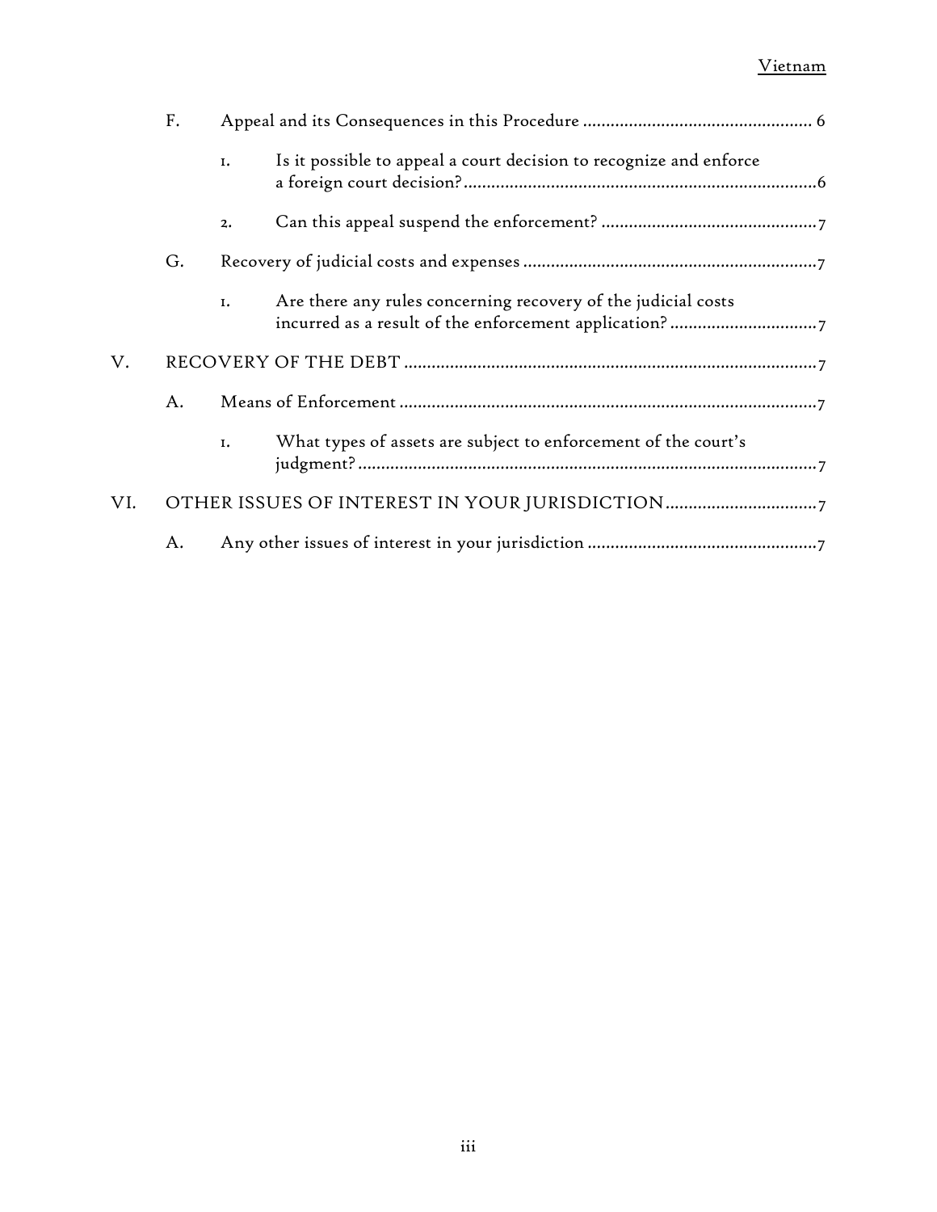F. Appeal and its Consequences in this Procedure ... 6

1. Is it possible to appeal a court decision to recognize and enforce a foreign court decision? ... 6

2. Can this appeal suspend the enforcement? ... 7

G. Recovery of judicial costs and expenses ... 7

1. Are there any rules concerning recovery of the judicial costs incurred as a result of the enforcement application? ... 7

V. RECOVERY OF THE DEBT ... 7

A. Means of Enforcement ... 7

1. What types of assets are subject to enforcement of the court's judgment? ... 7

VI. OTHER ISSUES OF INTEREST IN YOUR JURISDICTION ... 7

A. Any other issues of interest in your jurisdiction ... 7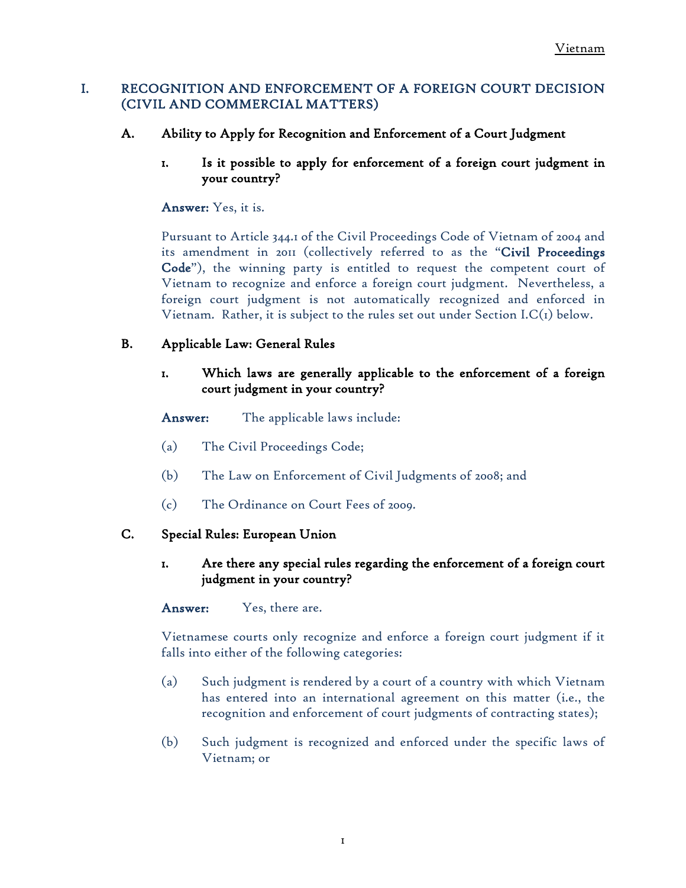## I. RECOGNITION AND ENFORCEMENT OF A FOREIGN COURT DECISION (CIVIL AND COMMERCIAL MATTERS)

### A. Ability to Apply for Recognition and Enforcement of a Court Judgment

#### 1. Is it possible to apply for enforcement of a foreign court judgment in your country?

**Answer:** Yes, it is.

Pursuant to Article 344.1 of the Civil Proceedings Code of Vietnam of 2004 and its amendment in 2011 (collectively referred to as the "**Civil Proceedings Code**"), the winning party is entitled to request the competent court of Vietnam to recognize and enforce a foreign court judgment. Nevertheless, a foreign court judgment is not automatically recognized and enforced in Vietnam. Rather, it is subject to the rules set out under Section I.C(1) below.

### B. Applicable Law: General Rules

#### 1. Which laws are generally applicable to the enforcement of a foreign court judgment in your country?

**Answer:** The applicable laws include:

(a) The Civil Proceedings Code;

(b) The Law on Enforcement of Civil Judgments of 2008; and

(c) The Ordinance on Court Fees of 2009.

### C. Special Rules: European Union

#### 1. Are there any special rules regarding the enforcement of a foreign court judgment in your country?

**Answer:** Yes, there are.

Vietnamese courts only recognize and enforce a foreign court judgment if it falls into either of the following categories:

(a) Such judgment is rendered by a court of a country with which Vietnam has entered into an international agreement on this matter (i.e., the recognition and enforcement of court judgments of contracting states);

(b) Such judgment is recognized and enforced under the specific laws of Vietnam; or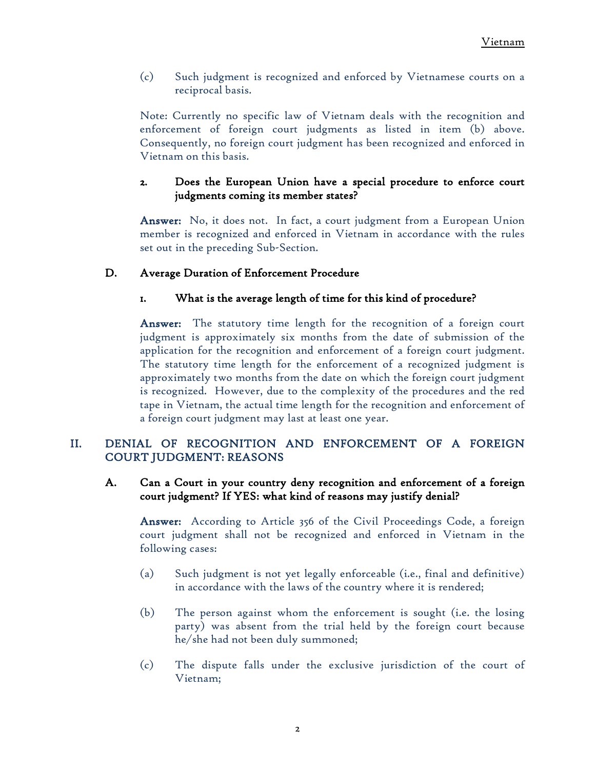(c) Such judgment is recognized and enforced by Vietnamese courts on a reciprocal basis.

Note: Currently no specific law of Vietnam deals with the recognition and enforcement of foreign court judgments as listed in item (b) above. Consequently, no foreign court judgment has been recognized and enforced in Vietnam on this basis.

#### 2. Does the European Union have a special procedure to enforce court judgments coming its member states?

**Answer:** No, it does not. In fact, a court judgment from a European Union member is recognized and enforced in Vietnam in accordance with the rules set out in the preceding Sub-Section.

### D. Average Duration of Enforcement Procedure

#### 1. What is the average length of time for this kind of procedure?

**Answer:** The statutory time length for the recognition of a foreign court judgment is approximately six months from the date of submission of the application for the recognition and enforcement of a foreign court judgment. The statutory time length for the enforcement of a recognized judgment is approximately two months from the date on which the foreign court judgment is recognized. However, due to the complexity of the procedures and the red tape in Vietnam, the actual time length for the recognition and enforcement of a foreign court judgment may last at least one year.

## II. DENIAL OF RECOGNITION AND ENFORCEMENT OF A FOREIGN COURT JUDGMENT: REASONS

### A. Can a Court in your country deny recognition and enforcement of a foreign court judgment? If YES: what kind of reasons may justify denial?

**Answer:** According to Article 356 of the Civil Proceedings Code, a foreign court judgment shall not be recognized and enforced in Vietnam in the following cases:

(a) Such judgment is not yet legally enforceable (i.e., final and definitive) in accordance with the laws of the country where it is rendered;

(b) The person against whom the enforcement is sought (i.e. the losing party) was absent from the trial held by the foreign court because he/she had not been duly summoned;

(c) The dispute falls under the exclusive jurisdiction of the court of Vietnam;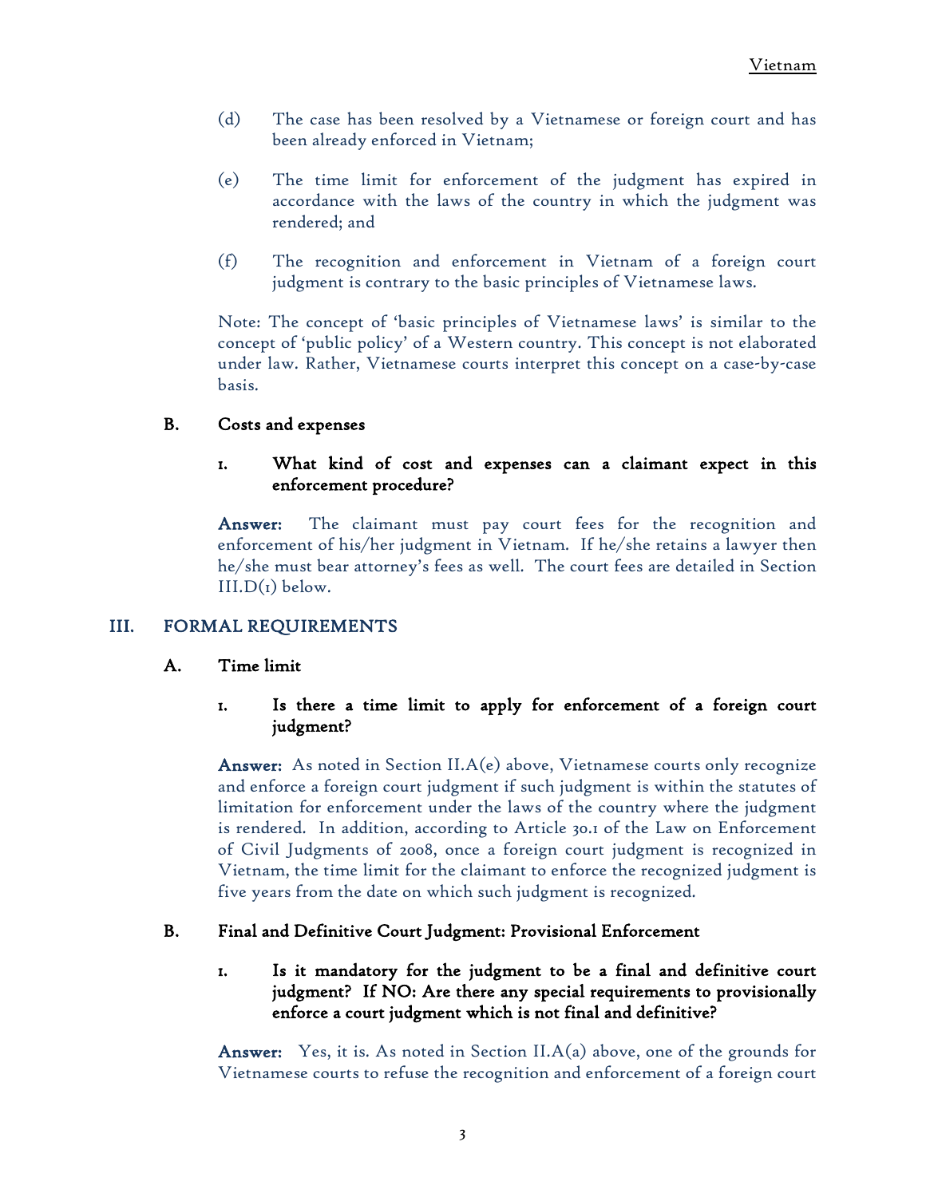(d) The case has been resolved by a Vietnamese or foreign court and has been already enforced in Vietnam;

(e) The time limit for enforcement of the judgment has expired in accordance with the laws of the country in which the judgment was rendered; and

(f) The recognition and enforcement in Vietnam of a foreign court judgment is contrary to the basic principles of Vietnamese laws.

Note: The concept of 'basic principles of Vietnamese laws' is similar to the concept of 'public policy' of a Western country. This concept is not elaborated under law. Rather, Vietnamese courts interpret this concept on a case-by-case basis.

### B. Costs and expenses

#### 1. What kind of cost and expenses can a claimant expect in this enforcement procedure?

**Answer:** The claimant must pay court fees for the recognition and enforcement of his/her judgment in Vietnam. If he/she retains a lawyer then he/she must bear attorney's fees as well. The court fees are detailed in Section III.D(1) below.

## III. FORMAL REQUIREMENTS

### A. Time limit

#### 1. Is there a time limit to apply for enforcement of a foreign court judgment?

**Answer:** As noted in Section II.A(e) above, Vietnamese courts only recognize and enforce a foreign court judgment if such judgment is within the statutes of limitation for enforcement under the laws of the country where the judgment is rendered. In addition, according to Article 30.1 of the Law on Enforcement of Civil Judgments of 2008, once a foreign court judgment is recognized in Vietnam, the time limit for the claimant to enforce the recognized judgment is five years from the date on which such judgment is recognized.

### B. Final and Definitive Court Judgment: Provisional Enforcement

#### 1. Is it mandatory for the judgment to be a final and definitive court judgment? If NO: Are there any special requirements to provisionally enforce a court judgment which is not final and definitive?

**Answer:** Yes, it is. As noted in Section II.A(a) above, one of the grounds for Vietnamese courts to refuse the recognition and enforcement of a foreign court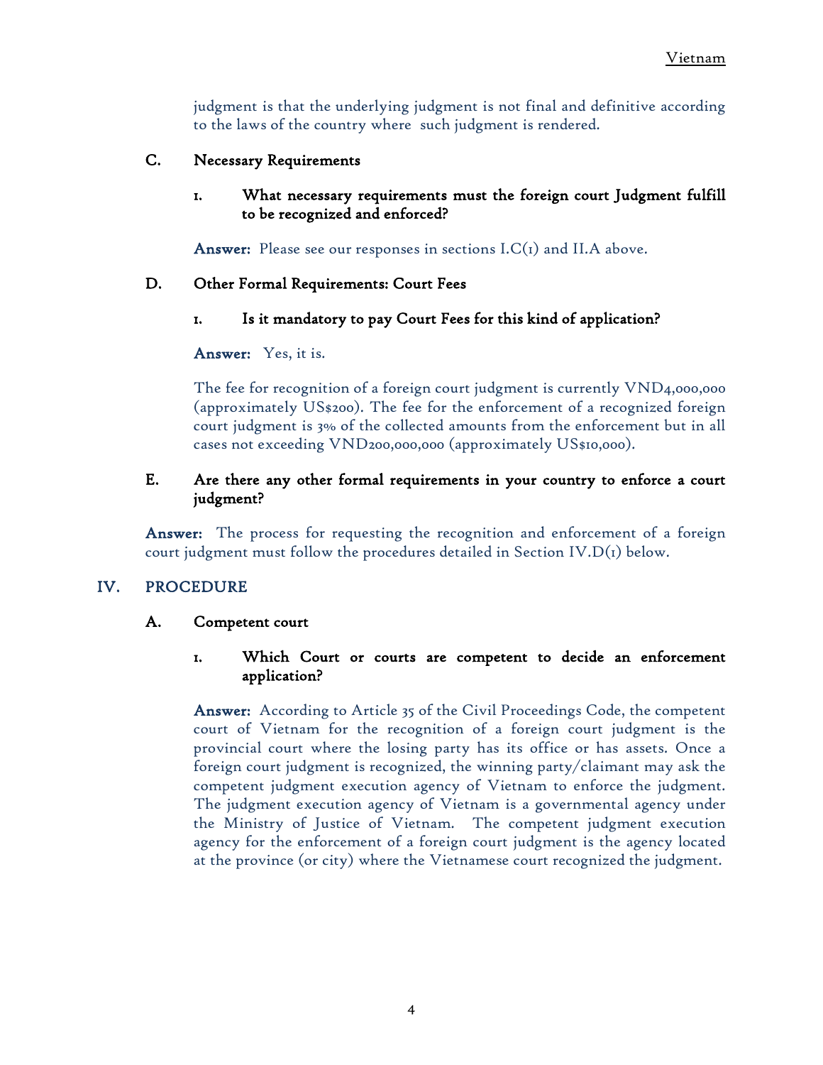judgment is that the underlying judgment is not final and definitive according to the laws of the country where such judgment is rendered.

### C. Necessary Requirements

#### 1. What necessary requirements must the foreign court Judgment fulfill to be recognized and enforced?

**Answer:** Please see our responses in sections I.C(1) and II.A above.

### D. Other Formal Requirements: Court Fees

#### 1. Is it mandatory to pay Court Fees for this kind of application?

**Answer:** Yes, it is.

The fee for recognition of a foreign court judgment is currently VND4,000,000 (approximately US$200). The fee for the enforcement of a recognized foreign court judgment is 3% of the collected amounts from the enforcement but in all cases not exceeding VND200,000,000 (approximately US$10,000).

### E. Are there any other formal requirements in your country to enforce a court judgment?

**Answer:** The process for requesting the recognition and enforcement of a foreign court judgment must follow the procedures detailed in Section IV.D(1) below.

## IV. PROCEDURE

### A. Competent court

#### 1. Which Court or courts are competent to decide an enforcement application?

**Answer:** According to Article 35 of the Civil Proceedings Code, the competent court of Vietnam for the recognition of a foreign court judgment is the provincial court where the losing party has its office or has assets. Once a foreign court judgment is recognized, the winning party/claimant may ask the competent judgment execution agency of Vietnam to enforce the judgment. The judgment execution agency of Vietnam is a governmental agency under the Ministry of Justice of Vietnam. The competent judgment execution agency for the enforcement of a foreign court judgment is the agency located at the province (or city) where the Vietnamese court recognized the judgment.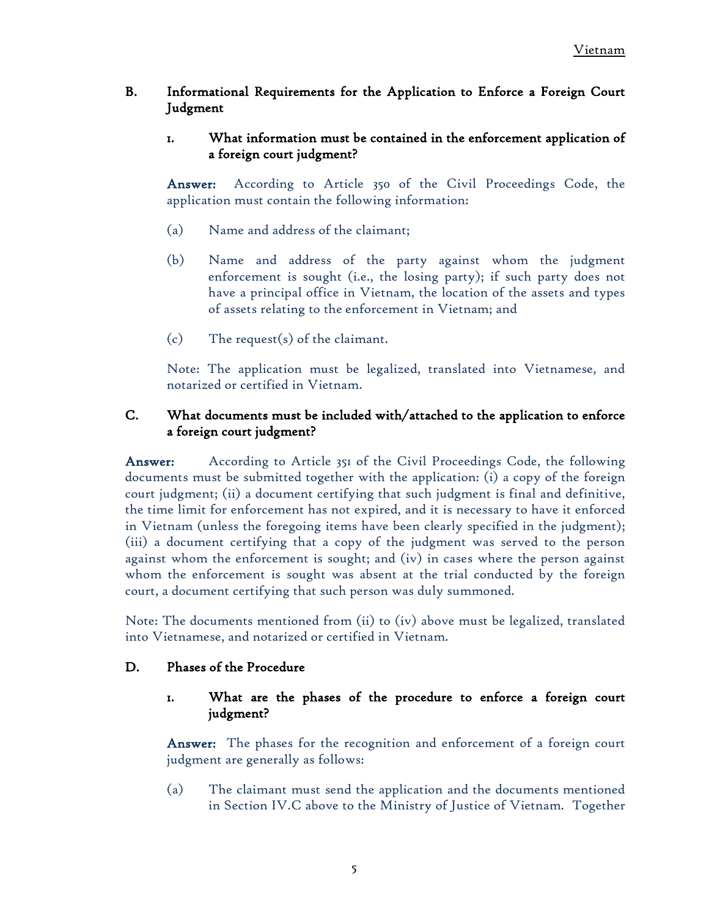## B. Informational Requirements for the Application to Enforce a Foreign Court Judgment

### 1. What information must be contained in the enforcement application of a foreign court judgment?

**Answer:** According to Article 350 of the Civil Proceedings Code, the application must contain the following information:

(a) Name and address of the claimant;

(b) Name and address of the party against whom the judgment enforcement is sought (i.e., the losing party); if such party does not have a principal office in Vietnam, the location of the assets and types of assets relating to the enforcement in Vietnam; and

(c) The request(s) of the claimant.

Note: The application must be legalized, translated into Vietnamese, and notarized or certified in Vietnam.

## C. What documents must be included with/attached to the application to enforce a foreign court judgment?

**Answer:** According to Article 351 of the Civil Proceedings Code, the following documents must be submitted together with the application: (i) a copy of the foreign court judgment; (ii) a document certifying that such judgment is final and definitive, the time limit for enforcement has not expired, and it is necessary to have it enforced in Vietnam (unless the foregoing items have been clearly specified in the judgment); (iii) a document certifying that a copy of the judgment was served to the person against whom the enforcement is sought; and (iv) in cases where the person against whom the enforcement is sought was absent at the trial conducted by the foreign court, a document certifying that such person was duly summoned.

Note: The documents mentioned from (ii) to (iv) above must be legalized, translated into Vietnamese, and notarized or certified in Vietnam.

## D. Phases of the Procedure

### 1. What are the phases of the procedure to enforce a foreign court judgment?

**Answer:** The phases for the recognition and enforcement of a foreign court judgment are generally as follows:

(a) The claimant must send the application and the documents mentioned in Section IV.C above to the Ministry of Justice of Vietnam. Together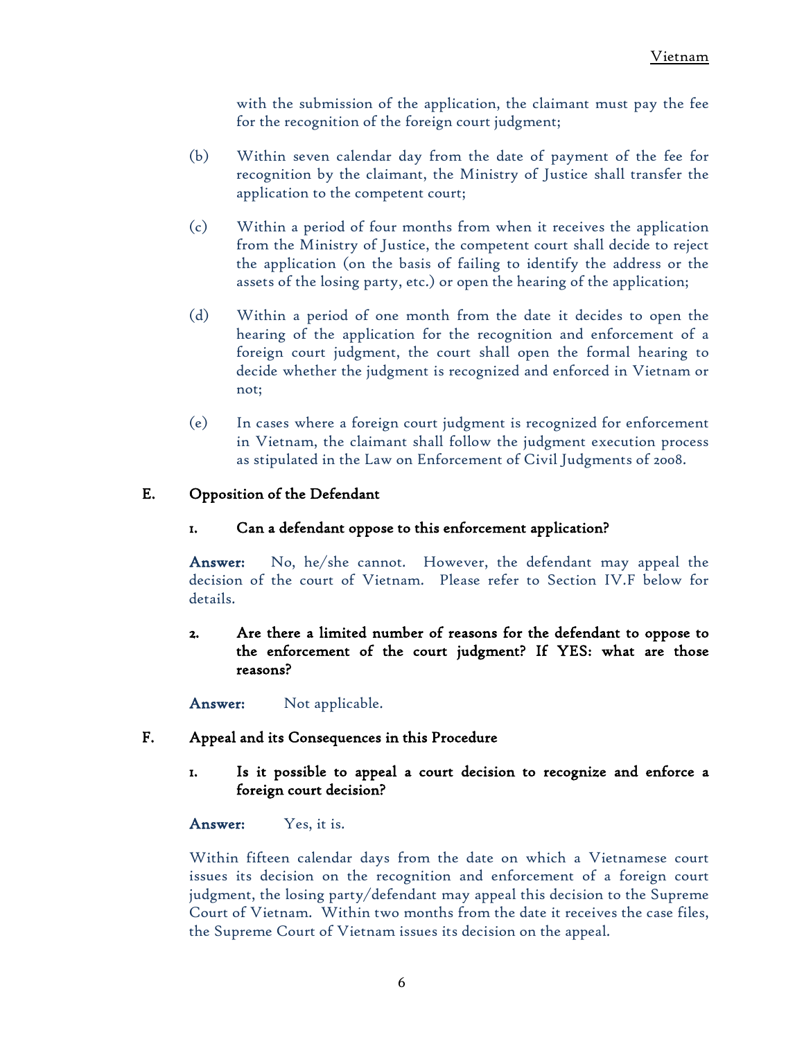with the submission of the application, the claimant must pay the fee for the recognition of the foreign court judgment;

(b) Within seven calendar day from the date of payment of the fee for recognition by the claimant, the Ministry of Justice shall transfer the application to the competent court;

(c) Within a period of four months from when it receives the application from the Ministry of Justice, the competent court shall decide to reject the application (on the basis of failing to identify the address or the assets of the losing party, etc.) or open the hearing of the application;

(d) Within a period of one month from the date it decides to open the hearing of the application for the recognition and enforcement of a foreign court judgment, the court shall open the formal hearing to decide whether the judgment is recognized and enforced in Vietnam or not;

(e) In cases where a foreign court judgment is recognized for enforcement in Vietnam, the claimant shall follow the judgment execution process as stipulated in the Law on Enforcement of Civil Judgments of 2008.

## E. Opposition of the Defendant

### 1. Can a defendant oppose to this enforcement application?

**Answer:** No, he/she cannot. However, the defendant may appeal the decision of the court of Vietnam. Please refer to Section IV.F below for details.

### 2. Are there a limited number of reasons for the defendant to oppose to the enforcement of the court judgment? If YES: what are those reasons?

**Answer:** Not applicable.

## F. Appeal and its Consequences in this Procedure

### 1. Is it possible to appeal a court decision to recognize and enforce a foreign court decision?

**Answer:** Yes, it is.

Within fifteen calendar days from the date on which a Vietnamese court issues its decision on the recognition and enforcement of a foreign court judgment, the losing party/defendant may appeal this decision to the Supreme Court of Vietnam. Within two months from the date it receives the case files, the Supreme Court of Vietnam issues its decision on the appeal.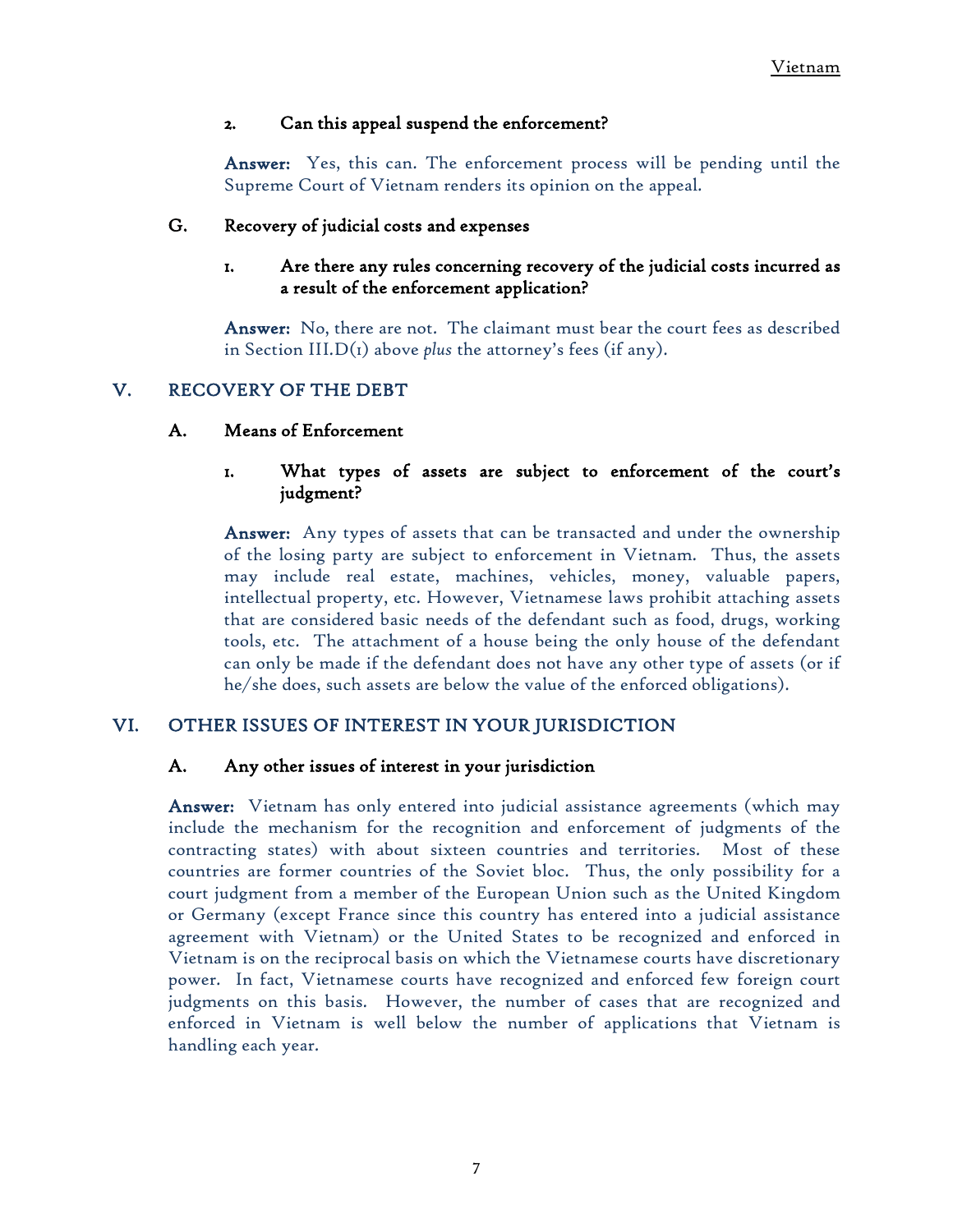#### 2. Can this appeal suspend the enforcement?

**Answer:** Yes, this can. The enforcement process will be pending until the Supreme Court of Vietnam renders its opinion on the appeal.

### G. Recovery of judicial costs and expenses

#### 1. Are there any rules concerning recovery of the judicial costs incurred as a result of the enforcement application?

**Answer:** No, there are not. The claimant must bear the court fees as described in Section III.D(1) above *plus* the attorney's fees (if any).

## V. RECOVERY OF THE DEBT

### A. Means of Enforcement

#### 1. What types of assets are subject to enforcement of the court's judgment?

**Answer:** Any types of assets that can be transacted and under the ownership of the losing party are subject to enforcement in Vietnam. Thus, the assets may include real estate, machines, vehicles, money, valuable papers, intellectual property, etc. However, Vietnamese laws prohibit attaching assets that are considered basic needs of the defendant such as food, drugs, working tools, etc. The attachment of a house being the only house of the defendant can only be made if the defendant does not have any other type of assets (or if he/she does, such assets are below the value of the enforced obligations).

## VI. OTHER ISSUES OF INTEREST IN YOUR JURISDICTION

### A. Any other issues of interest in your jurisdiction

**Answer:** Vietnam has only entered into judicial assistance agreements (which may include the mechanism for the recognition and enforcement of judgments of the contracting states) with about sixteen countries and territories. Most of these countries are former countries of the Soviet bloc. Thus, the only possibility for a court judgment from a member of the European Union such as the United Kingdom or Germany (except France since this country has entered into a judicial assistance agreement with Vietnam) or the United States to be recognized and enforced in Vietnam is on the reciprocal basis on which the Vietnamese courts have discretionary power. In fact, Vietnamese courts have recognized and enforced few foreign court judgments on this basis. However, the number of cases that are recognized and enforced in Vietnam is well below the number of applications that Vietnam is handling each year.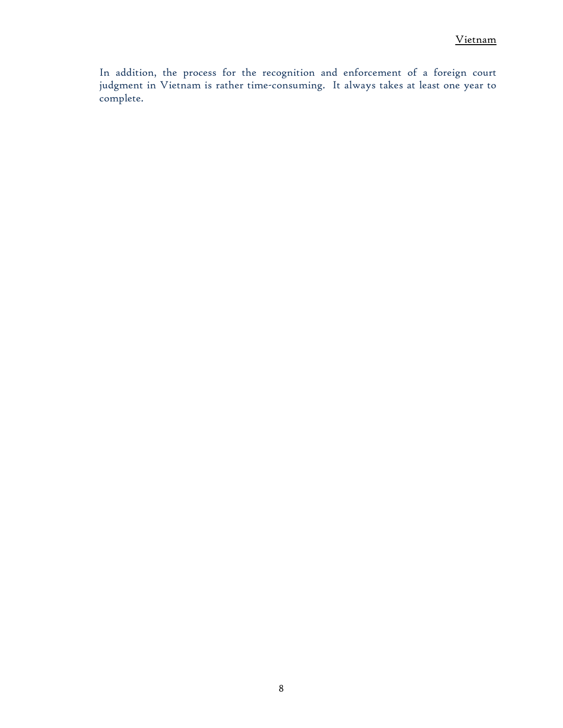In addition, the process for the recognition and enforcement of a foreign court judgment in Vietnam is rather time-consuming. It always takes at least one year to complete.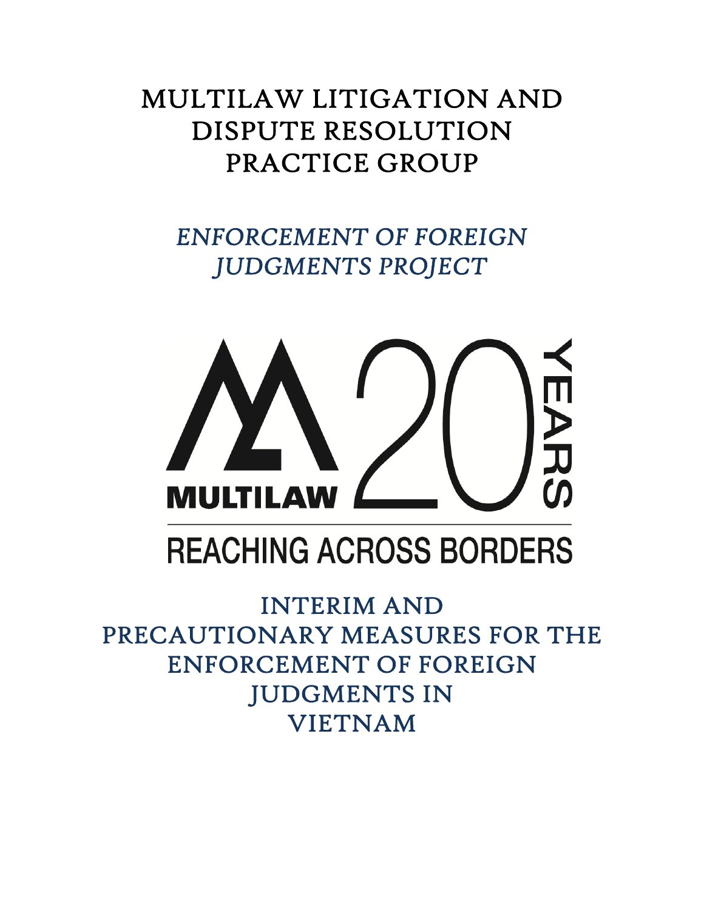# MULTILAW LITIGATION AND DISPUTE RESOLUTION PRACTICE GROUP

## *ENFORCEMENT OF FOREIGN JUDGMENTS PROJECT*

MULTILAW 20 YEARS

REACHING ACROSS BORDERS

## INTERIM AND PRECAUTIONARY MEASURES FOR THE ENFORCEMENT OF FOREIGN JUDGMENTS IN VIETNAM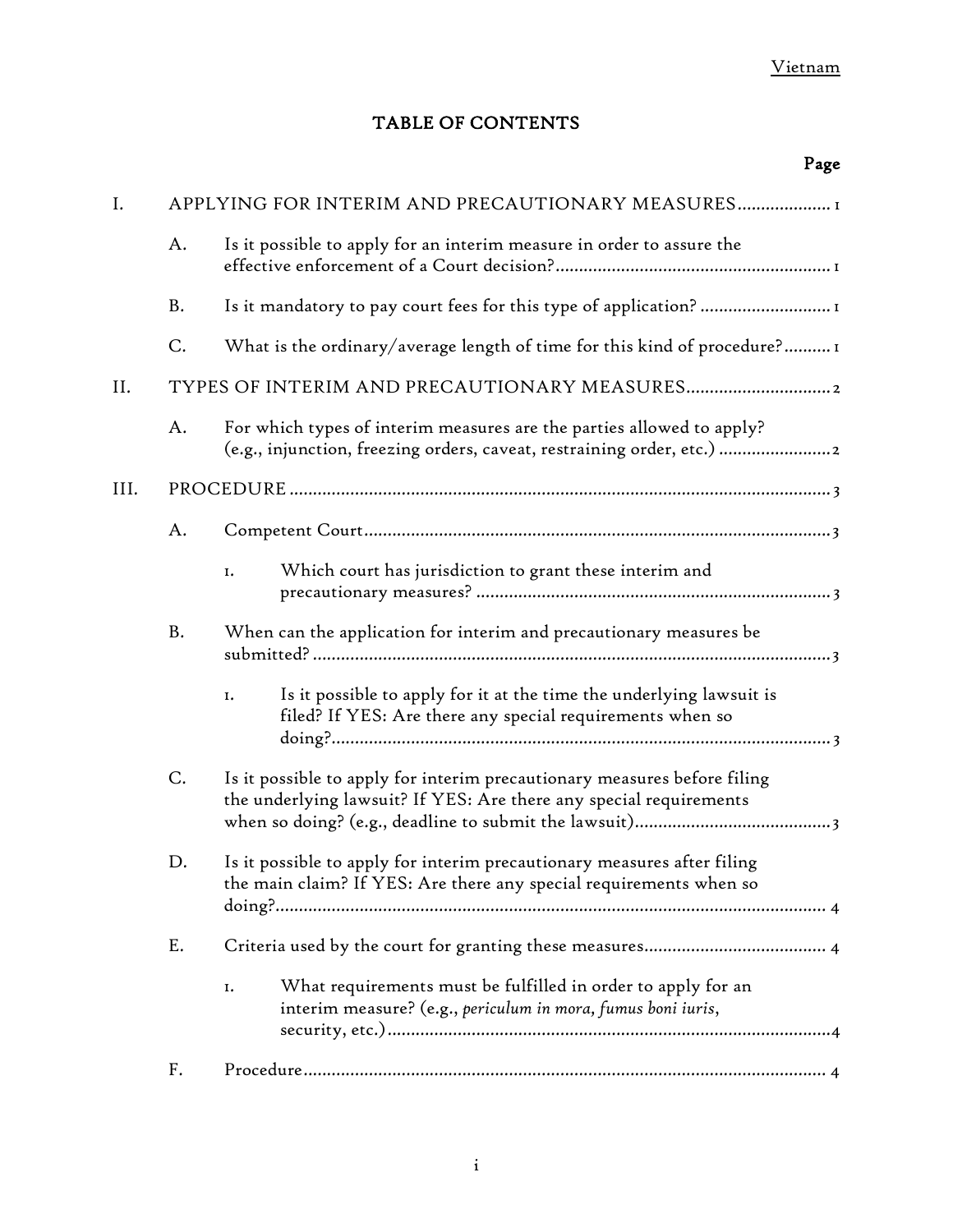# TABLE OF CONTENTS

| | | | Page |
|---|---|---|---|
| I. | APPLYING FOR INTERIM AND PRECAUTIONARY MEASURES | | 1 |
| | A. | Is it possible to apply for an interim measure in order to assure the effective enforcement of a Court decision? | 1 |
| | B. | Is it mandatory to pay court fees for this type of application? | 1 |
| | C. | What is the ordinary/average length of time for this kind of procedure? | 1 |
| II. | TYPES OF INTERIM AND PRECAUTIONARY MEASURES | | 2 |
| | A. | For which types of interim measures are the parties allowed to apply? (e.g., injunction, freezing orders, caveat, restraining order, etc.) | 2 |
| III. | PROCEDURE | | 3 |
| | A. | Competent Court | 3 |
| | | 1. Which court has jurisdiction to grant these interim and precautionary measures? | 3 |
| | B. | When can the application for interim and precautionary measures be submitted? | 3 |
| | | 1. Is it possible to apply for it at the time the underlying lawsuit is filed? If YES: Are there any special requirements when so doing? | 3 |
| | C. | Is it possible to apply for interim precautionary measures before filing the underlying lawsuit? If YES: Are there any special requirements when so doing? (e.g., deadline to submit the lawsuit) | 3 |
| | D. | Is it possible to apply for interim precautionary measures after filing the main claim? If YES: Are there any special requirements when so doing? | 4 |
| | E. | Criteria used by the court for granting these measures | 4 |
| | | 1. What requirements must be fulfilled in order to apply for an interim measure? (e.g., *periculum in mora, fumus boni iuris*, security, etc.) | 4 |
| | F. | Procedure | 4 |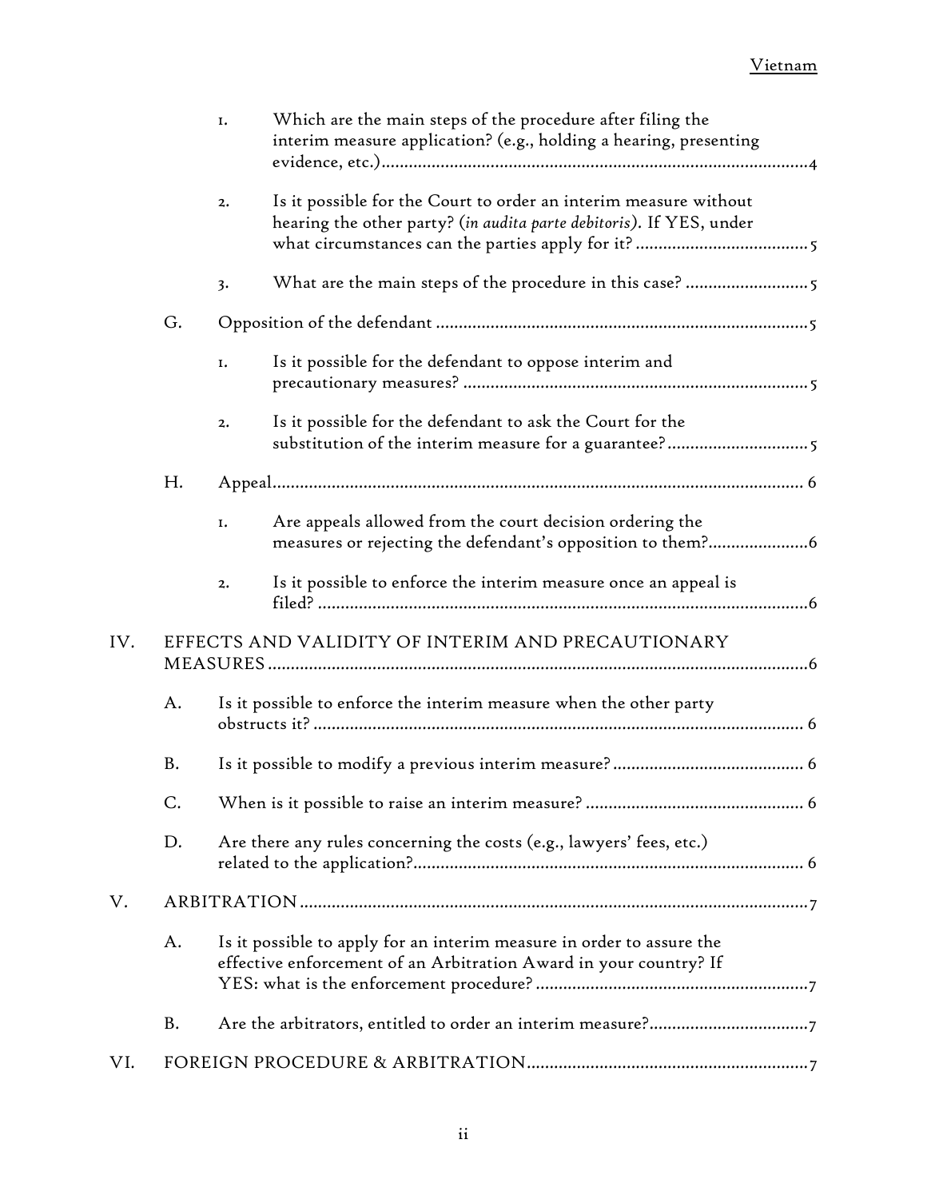1. Which are the main steps of the procedure after filing the interim measure application? (e.g., holding a hearing, presenting evidence, etc.) ....... 4

2. Is it possible for the Court to order an interim measure without hearing the other party? (*in audita parte debitoris*). If YES, under what circumstances can the parties apply for it? ....... 5

3. What are the main steps of the procedure in this case? ....... 5

G. Opposition of the defendant ....... 5

1. Is it possible for the defendant to oppose interim and precautionary measures? ....... 5

2. Is it possible for the defendant to ask the Court for the substitution of the interim measure for a guarantee? ....... 5

H. Appeal ....... 6

1. Are appeals allowed from the court decision ordering the measures or rejecting the defendant's opposition to them? ....... 6

2. Is it possible to enforce the interim measure once an appeal is filed? ....... 6

IV. EFFECTS AND VALIDITY OF INTERIM AND PRECAUTIONARY MEASURES ....... 6

A. Is it possible to enforce the interim measure when the other party obstructs it? ....... 6

B. Is it possible to modify a previous interim measure? ....... 6

C. When is it possible to raise an interim measure? ....... 6

D. Are there any rules concerning the costs (e.g., lawyers' fees, etc.) related to the application? ....... 6

V. ARBITRATION ....... 7

A. Is it possible to apply for an interim measure in order to assure the effective enforcement of an Arbitration Award in your country? If YES: what is the enforcement procedure? ....... 7

B. Are the arbitrators, entitled to order an interim measure? ....... 7

VI. FOREIGN PROCEDURE & ARBITRATION ....... 7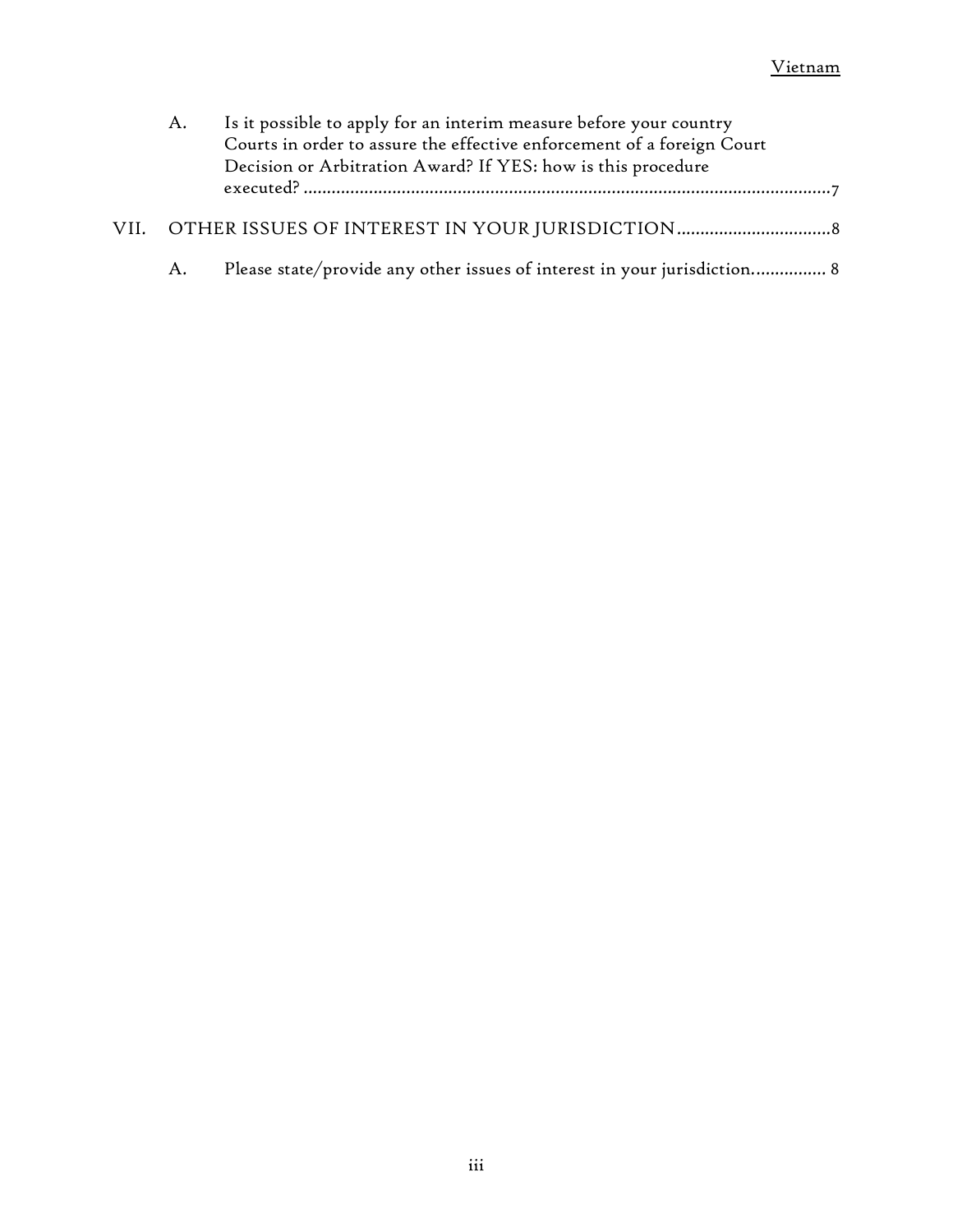A. Is it possible to apply for an interim measure before your country Courts in order to assure the effective enforcement of a foreign Court Decision or Arbitration Award? If YES: how is this procedure executed? ....................................................................................................................7

VII. OTHER ISSUES OF INTEREST IN YOUR JURISDICTION.................................8

A. Please state/provide any other issues of interest in your jurisdiction................ 8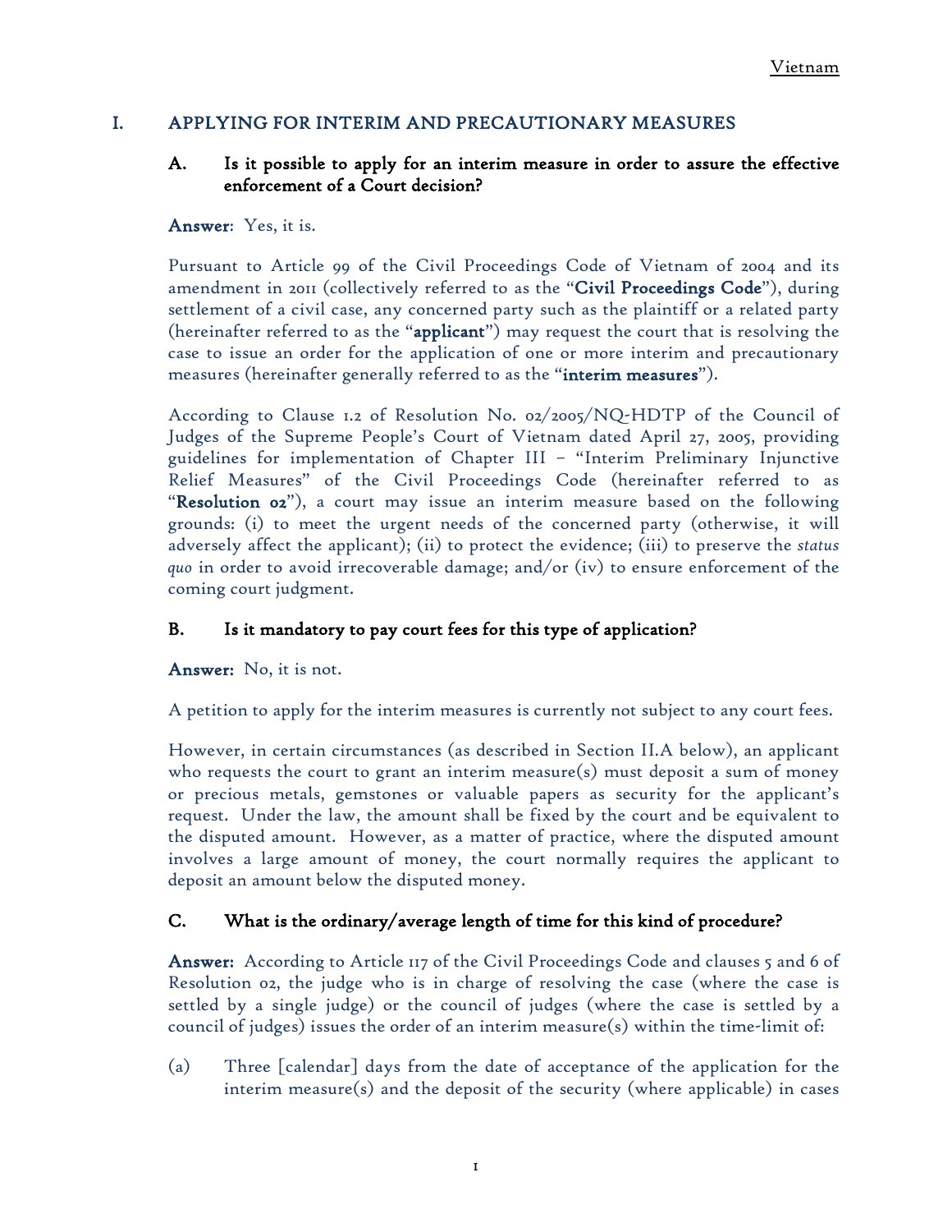## I. APPLYING FOR INTERIM AND PRECAUTIONARY MEASURES

### A. Is it possible to apply for an interim measure in order to assure the effective enforcement of a Court decision?

**Answer**: Yes, it is.

Pursuant to Article 99 of the Civil Proceedings Code of Vietnam of 2004 and its amendment in 2011 (collectively referred to as the "**Civil Proceedings Code**"), during settlement of a civil case, any concerned party such as the plaintiff or a related party (hereinafter referred to as the "**applicant**") may request the court that is resolving the case to issue an order for the application of one or more interim and precautionary measures (hereinafter generally referred to as the "**interim measures**").

According to Clause 1.2 of Resolution No. 02/2005/NQ-HDTP of the Council of Judges of the Supreme People's Court of Vietnam dated April 27, 2005, providing guidelines for implementation of Chapter III – "Interim Preliminary Injunctive Relief Measures" of the Civil Proceedings Code (hereinafter referred to as "**Resolution 02**"), a court may issue an interim measure based on the following grounds: (i) to meet the urgent needs of the concerned party (otherwise, it will adversely affect the applicant); (ii) to protect the evidence; (iii) to preserve the *status quo* in order to avoid irrecoverable damage; and/or (iv) to ensure enforcement of the coming court judgment.

### B. Is it mandatory to pay court fees for this type of application?

**Answer:** No, it is not.

A petition to apply for the interim measures is currently not subject to any court fees.

However, in certain circumstances (as described in Section II.A below), an applicant who requests the court to grant an interim measure(s) must deposit a sum of money or precious metals, gemstones or valuable papers as security for the applicant's request. Under the law, the amount shall be fixed by the court and be equivalent to the disputed amount. However, as a matter of practice, where the disputed amount involves a large amount of money, the court normally requires the applicant to deposit an amount below the disputed money.

### C. What is the ordinary/average length of time for this kind of procedure?

**Answer:** According to Article 117 of the Civil Proceedings Code and clauses 5 and 6 of Resolution 02, the judge who is in charge of resolving the case (where the case is settled by a single judge) or the council of judges (where the case is settled by a council of judges) issues the order of an interim measure(s) within the time-limit of:

(a) Three [calendar] days from the date of acceptance of the application for the interim measure(s) and the deposit of the security (where applicable) in cases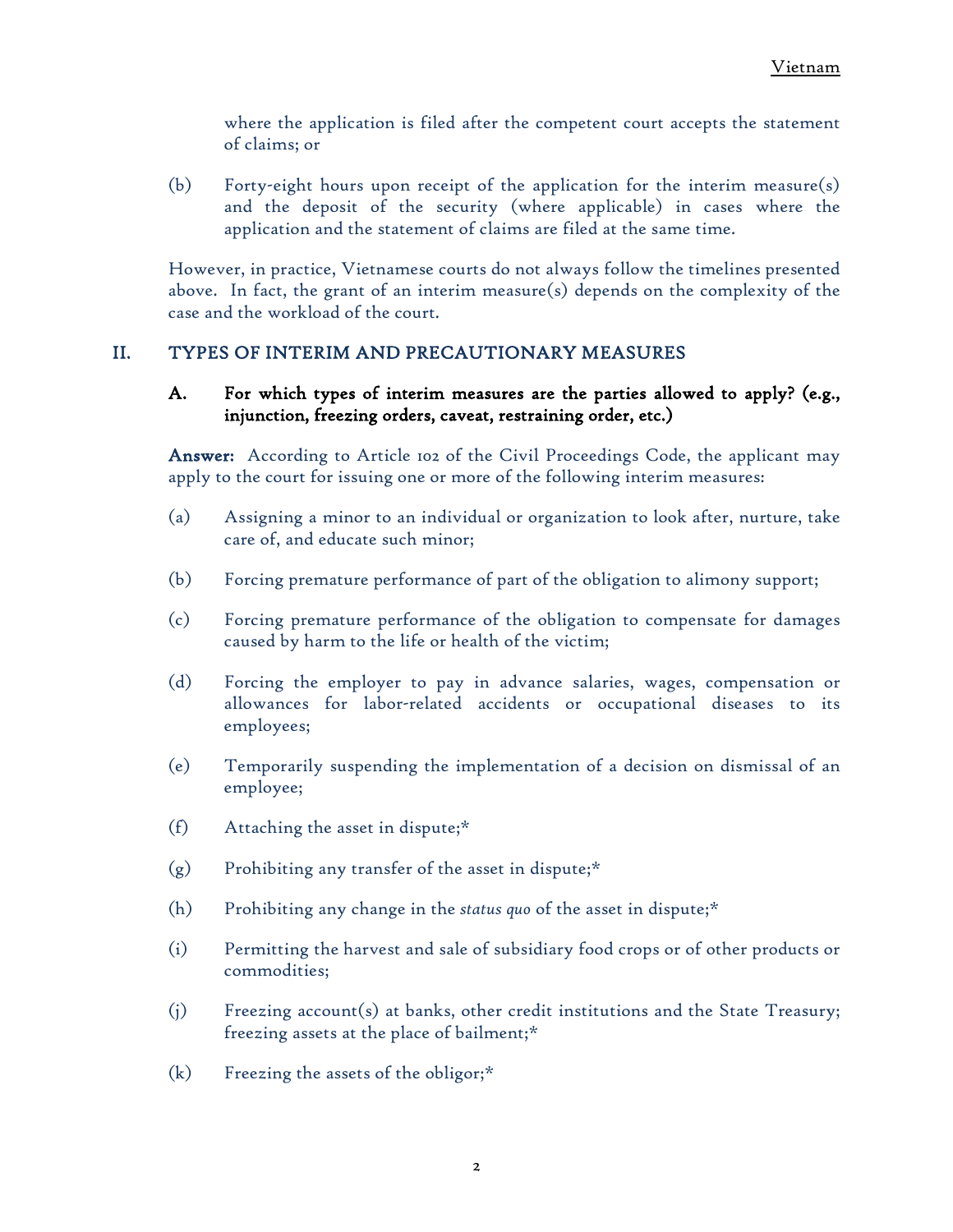where the application is filed after the competent court accepts the statement of claims; or

(b) Forty-eight hours upon receipt of the application for the interim measure(s) and the deposit of the security (where applicable) in cases where the application and the statement of claims are filed at the same time.

However, in practice, Vietnamese courts do not always follow the timelines presented above. In fact, the grant of an interim measure(s) depends on the complexity of the case and the workload of the court.

## II. TYPES OF INTERIM AND PRECAUTIONARY MEASURES

### A. For which types of interim measures are the parties allowed to apply? (e.g., injunction, freezing orders, caveat, restraining order, etc.)

**Answer:** According to Article 102 of the Civil Proceedings Code, the applicant may apply to the court for issuing one or more of the following interim measures:

(a) Assigning a minor to an individual or organization to look after, nurture, take care of, and educate such minor;

(b) Forcing premature performance of part of the obligation to alimony support;

(c) Forcing premature performance of the obligation to compensate for damages caused by harm to the life or health of the victim;

(d) Forcing the employer to pay in advance salaries, wages, compensation or allowances for labor-related accidents or occupational diseases to its employees;

(e) Temporarily suspending the implementation of a decision on dismissal of an employee;

(f) Attaching the asset in dispute;*

(g) Prohibiting any transfer of the asset in dispute;*

(h) Prohibiting any change in the *status quo* of the asset in dispute;*

(i) Permitting the harvest and sale of subsidiary food crops or of other products or commodities;

(j) Freezing account(s) at banks, other credit institutions and the State Treasury; freezing assets at the place of bailment;*

(k) Freezing the assets of the obligor;*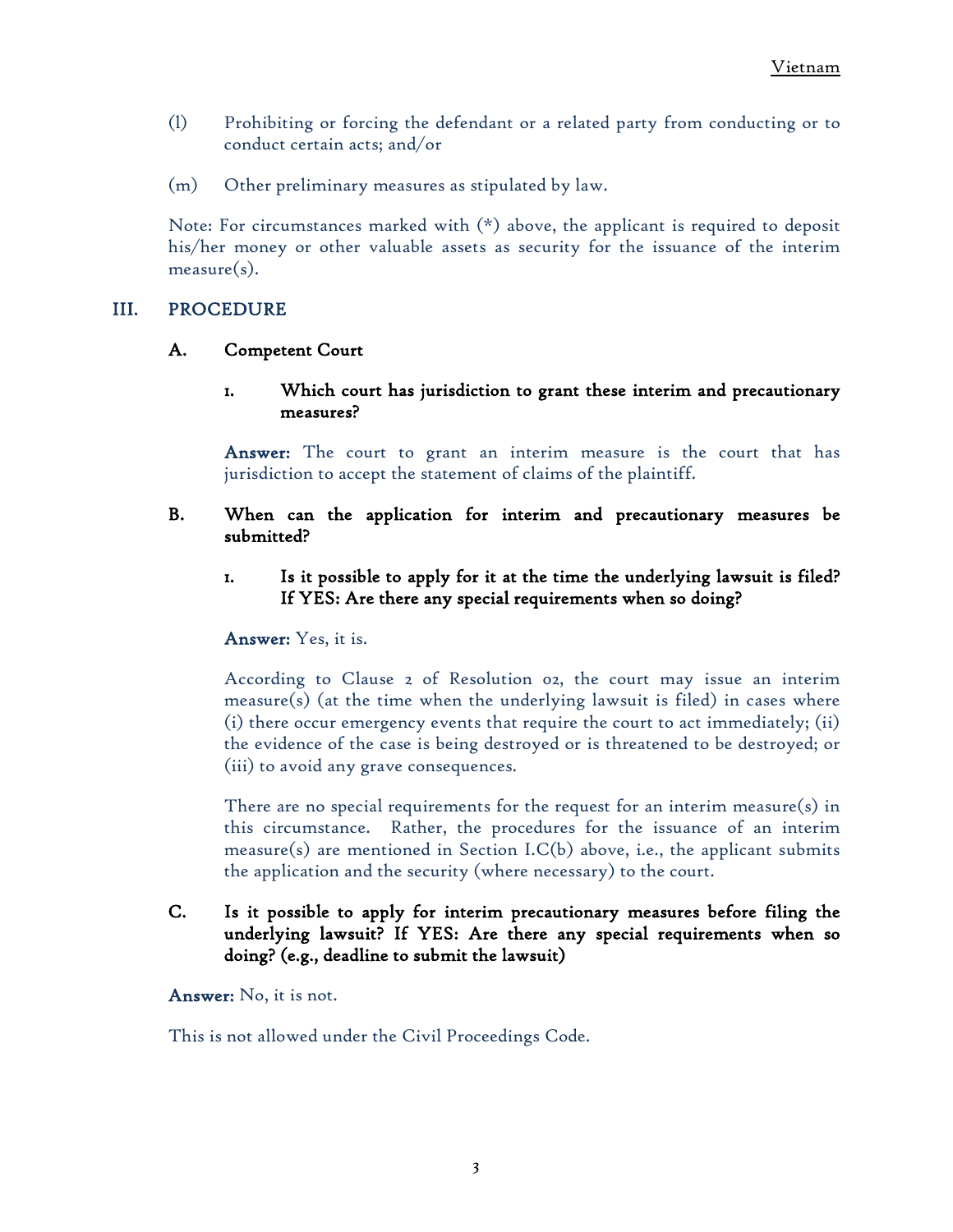(l) Prohibiting or forcing the defendant or a related party from conducting or to conduct certain acts; and/or

(m) Other preliminary measures as stipulated by law.

Note: For circumstances marked with (*) above, the applicant is required to deposit his/her money or other valuable assets as security for the issuance of the interim measure(s).

## III. PROCEDURE

### A. Competent Court

#### 1. Which court has jurisdiction to grant these interim and precautionary measures?

**Answer:** The court to grant an interim measure is the court that has jurisdiction to accept the statement of claims of the plaintiff.

### B. When can the application for interim and precautionary measures be submitted?

#### 1. Is it possible to apply for it at the time the underlying lawsuit is filed? If YES: Are there any special requirements when so doing?

**Answer:** Yes, it is.

According to Clause 2 of Resolution 02, the court may issue an interim measure(s) (at the time when the underlying lawsuit is filed) in cases where (i) there occur emergency events that require the court to act immediately; (ii) the evidence of the case is being destroyed or is threatened to be destroyed; or (iii) to avoid any grave consequences.

There are no special requirements for the request for an interim measure(s) in this circumstance. Rather, the procedures for the issuance of an interim measure(s) are mentioned in Section I.C(b) above, i.e., the applicant submits the application and the security (where necessary) to the court.

### C. Is it possible to apply for interim precautionary measures before filing the underlying lawsuit? If YES: Are there any special requirements when so doing? (e.g., deadline to submit the lawsuit)

**Answer:** No, it is not.

This is not allowed under the Civil Proceedings Code.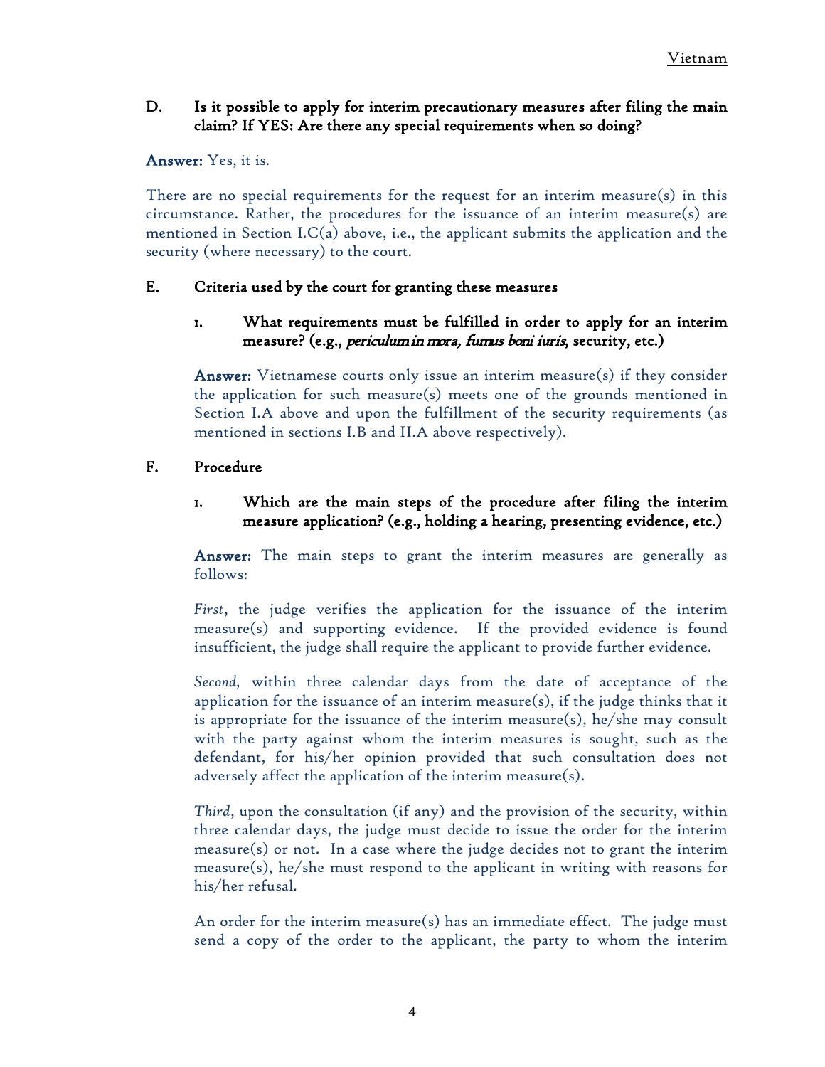### D. Is it possible to apply for interim precautionary measures after filing the main claim? If YES: Are there any special requirements when so doing?

**Answer:** Yes, it is.

There are no special requirements for the request for an interim measure(s) in this circumstance. Rather, the procedures for the issuance of an interim measure(s) are mentioned in Section I.C(a) above, i.e., the applicant submits the application and the security (where necessary) to the court.

### E. Criteria used by the court for granting these measures

#### 1. What requirements must be fulfilled in order to apply for an interim measure? (e.g., *periculum in mora, fumus boni iuris*, security, etc.)

**Answer:** Vietnamese courts only issue an interim measure(s) if they consider the application for such measure(s) meets one of the grounds mentioned in Section I.A above and upon the fulfillment of the security requirements (as mentioned in sections I.B and II.A above respectively).

### F. Procedure

#### 1. Which are the main steps of the procedure after filing the interim measure application? (e.g., holding a hearing, presenting evidence, etc.)

**Answer:** The main steps to grant the interim measures are generally as follows:

*First*, the judge verifies the application for the issuance of the interim measure(s) and supporting evidence. If the provided evidence is found insufficient, the judge shall require the applicant to provide further evidence.

*Second*, within three calendar days from the date of acceptance of the application for the issuance of an interim measure(s), if the judge thinks that it is appropriate for the issuance of the interim measure(s), he/she may consult with the party against whom the interim measures is sought, such as the defendant, for his/her opinion provided that such consultation does not adversely affect the application of the interim measure(s).

*Third*, upon the consultation (if any) and the provision of the security, within three calendar days, the judge must decide to issue the order for the interim measure(s) or not. In a case where the judge decides not to grant the interim measure(s), he/she must respond to the applicant in writing with reasons for his/her refusal.

An order for the interim measure(s) has an immediate effect. The judge must send a copy of the order to the applicant, the party to whom the interim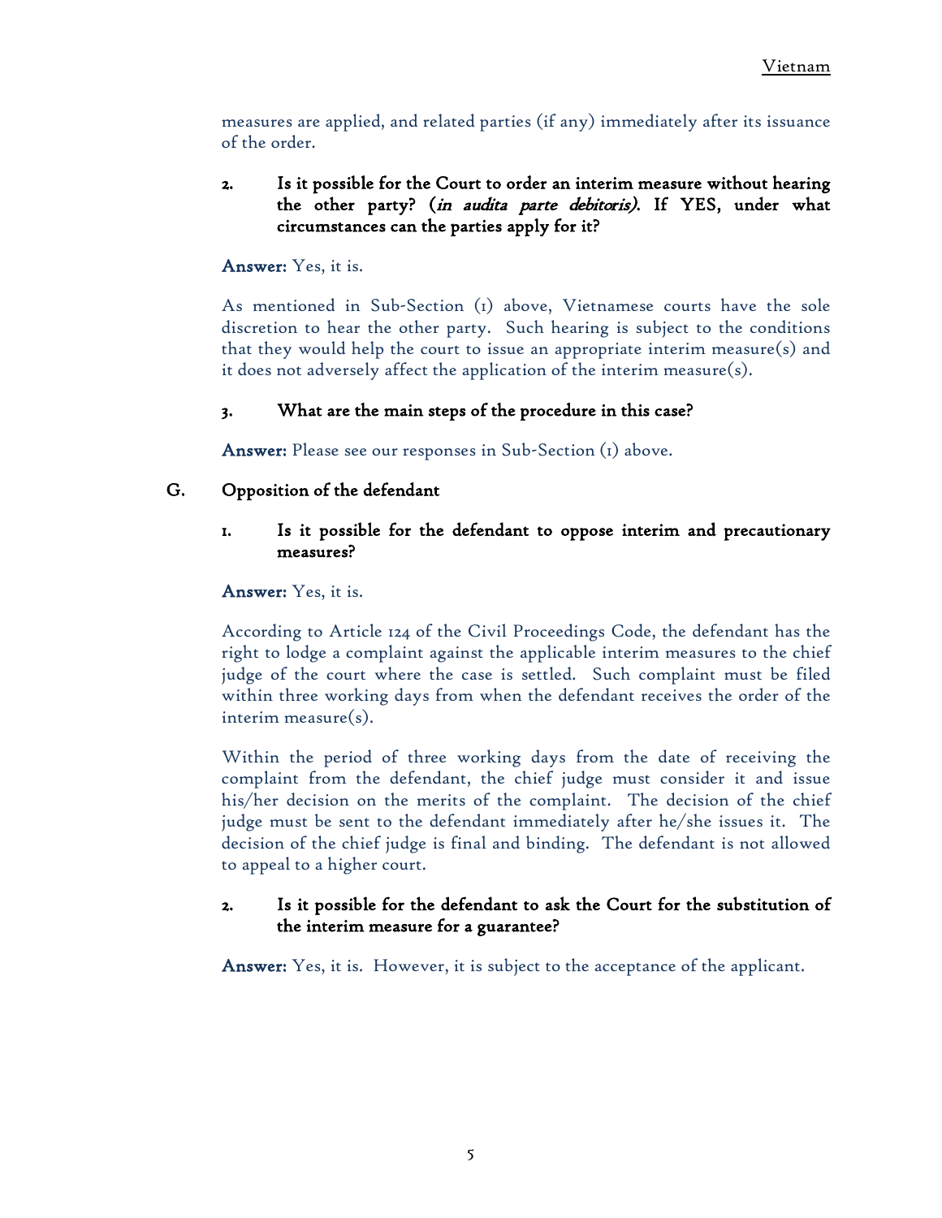measures are applied, and related parties (if any) immediately after its issuance of the order.

**2. Is it possible for the Court to order an interim measure without hearing the other party? (*in audita parte debitoris*). If YES, under what circumstances can the parties apply for it?**

**Answer:** Yes, it is.

As mentioned in Sub-Section (1) above, Vietnamese courts have the sole discretion to hear the other party. Such hearing is subject to the conditions that they would help the court to issue an appropriate interim measure(s) and it does not adversely affect the application of the interim measure(s).

**3. What are the main steps of the procedure in this case?**

**Answer:** Please see our responses in Sub-Section (1) above.

## G. Opposition of the defendant

**1. Is it possible for the defendant to oppose interim and precautionary measures?**

**Answer:** Yes, it is.

According to Article 124 of the Civil Proceedings Code, the defendant has the right to lodge a complaint against the applicable interim measures to the chief judge of the court where the case is settled. Such complaint must be filed within three working days from when the defendant receives the order of the interim measure(s).

Within the period of three working days from the date of receiving the complaint from the defendant, the chief judge must consider it and issue his/her decision on the merits of the complaint. The decision of the chief judge must be sent to the defendant immediately after he/she issues it. The decision of the chief judge is final and binding. The defendant is not allowed to appeal to a higher court.

**2. Is it possible for the defendant to ask the Court for the substitution of the interim measure for a guarantee?**

**Answer:** Yes, it is. However, it is subject to the acceptance of the applicant.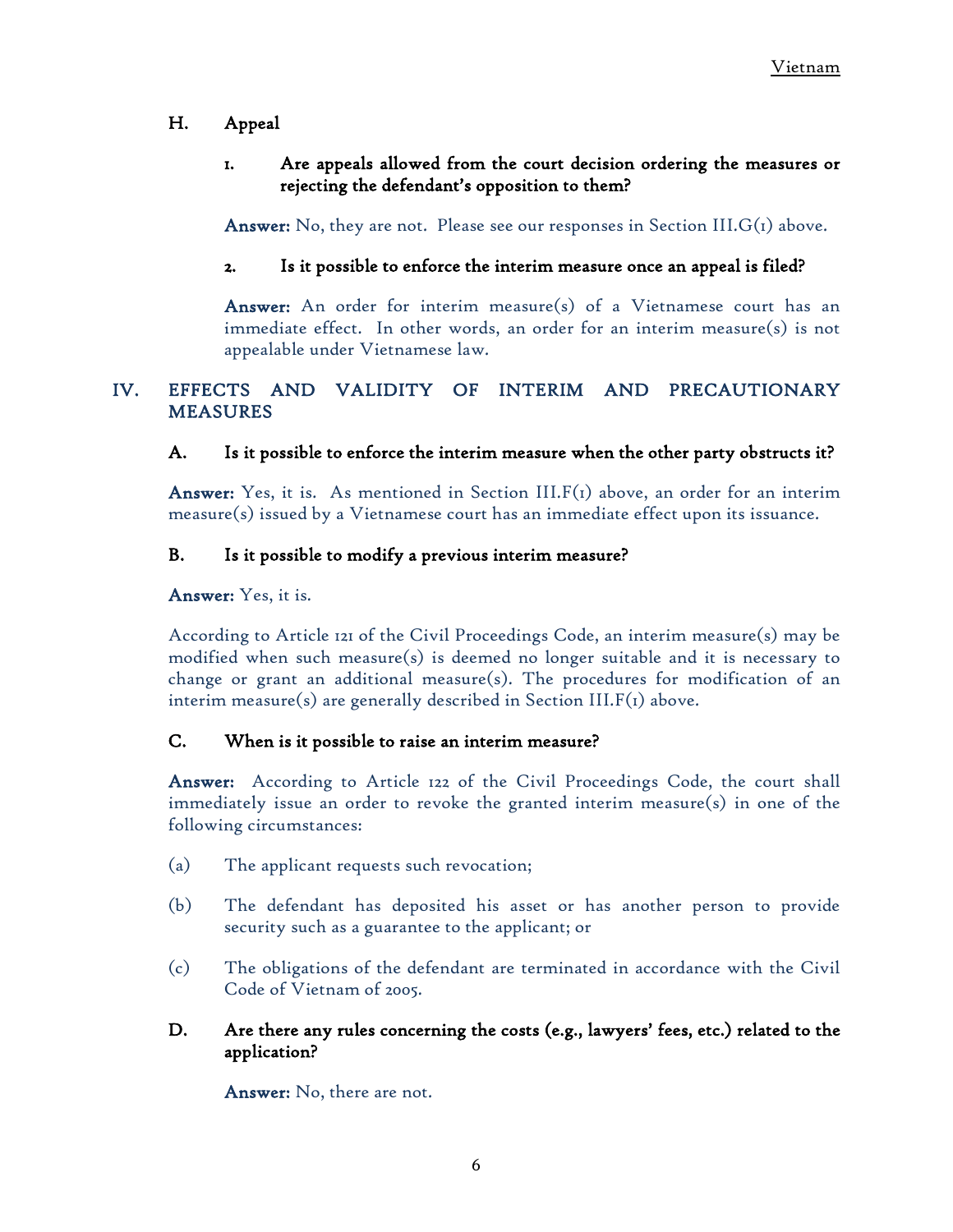### H. Appeal

#### 1. Are appeals allowed from the court decision ordering the measures or rejecting the defendant's opposition to them?

**Answer:** No, they are not. Please see our responses in Section III.G(1) above.

#### 2. Is it possible to enforce the interim measure once an appeal is filed?

**Answer:** An order for interim measure(s) of a Vietnamese court has an immediate effect. In other words, an order for an interim measure(s) is not appealable under Vietnamese law.

## IV. EFFECTS AND VALIDITY OF INTERIM AND PRECAUTIONARY MEASURES

### A. Is it possible to enforce the interim measure when the other party obstructs it?

**Answer:** Yes, it is. As mentioned in Section III.F(1) above, an order for an interim measure(s) issued by a Vietnamese court has an immediate effect upon its issuance.

### B. Is it possible to modify a previous interim measure?

**Answer:** Yes, it is.

According to Article 121 of the Civil Proceedings Code, an interim measure(s) may be modified when such measure(s) is deemed no longer suitable and it is necessary to change or grant an additional measure(s). The procedures for modification of an interim measure(s) are generally described in Section III.F(1) above.

### C. When is it possible to raise an interim measure?

**Answer:** According to Article 122 of the Civil Proceedings Code, the court shall immediately issue an order to revoke the granted interim measure(s) in one of the following circumstances:

(a) The applicant requests such revocation;

(b) The defendant has deposited his asset or has another person to provide security such as a guarantee to the applicant; or

(c) The obligations of the defendant are terminated in accordance with the Civil Code of Vietnam of 2005.

### D. Are there any rules concerning the costs (e.g., lawyers' fees, etc.) related to the application?

**Answer:** No, there are not.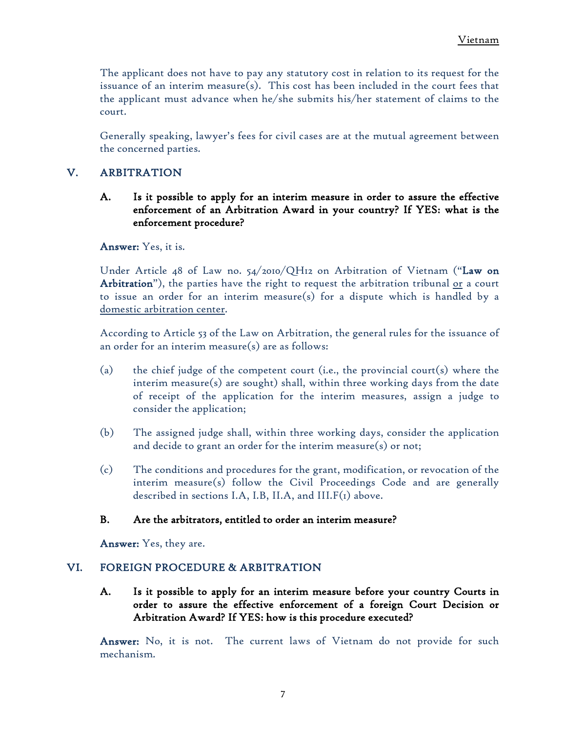The applicant does not have to pay any statutory cost in relation to its request for the issuance of an interim measure(s). This cost has been included in the court fees that the applicant must advance when he/she submits his/her statement of claims to the court.

Generally speaking, lawyer's fees for civil cases are at the mutual agreement between the concerned parties.

## V. ARBITRATION

### A. Is it possible to apply for an interim measure in order to assure the effective enforcement of an Arbitration Award in your country? If YES: what is the enforcement procedure?

**Answer:** Yes, it is.

Under Article 48 of Law no. 54/2010/QH12 on Arbitration of Vietnam ("**Law on Arbitration**"), the parties have the right to request the arbitration tribunal <u>or</u> a court to issue an order for an interim measure(s) for a dispute which is handled by a <u>domestic arbitration center</u>.

According to Article 53 of the Law on Arbitration, the general rules for the issuance of an order for an interim measure(s) are as follows:

(a) the chief judge of the competent court (i.e., the provincial court(s) where the interim measure(s) are sought) shall, within three working days from the date of receipt of the application for the interim measures, assign a judge to consider the application;

(b) The assigned judge shall, within three working days, consider the application and decide to grant an order for the interim measure(s) or not;

(c) The conditions and procedures for the grant, modification, or revocation of the interim measure(s) follow the Civil Proceedings Code and are generally described in sections I.A, I.B, II.A, and III.F(1) above.

### B. Are the arbitrators, entitled to order an interim measure?

**Answer:** Yes, they are.

## VI. FOREIGN PROCEDURE & ARBITRATION

### A. Is it possible to apply for an interim measure before your country Courts in order to assure the effective enforcement of a foreign Court Decision or Arbitration Award? If YES: how is this procedure executed?

**Answer:** No, it is not. The current laws of Vietnam do not provide for such mechanism.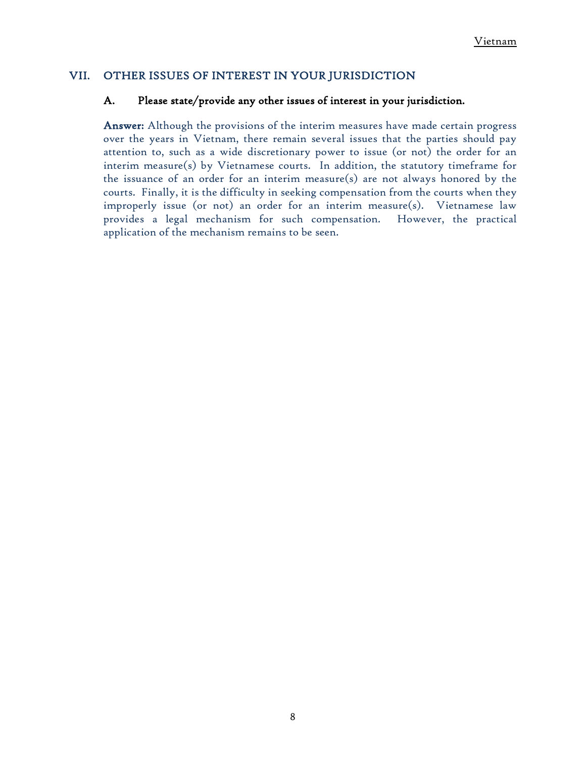## VII. OTHER ISSUES OF INTEREST IN YOUR JURISDICTION

### A. Please state/provide any other issues of interest in your jurisdiction.

**Answer:** Although the provisions of the interim measures have made certain progress over the years in Vietnam, there remain several issues that the parties should pay attention to, such as a wide discretionary power to issue (or not) the order for an interim measure(s) by Vietnamese courts. In addition, the statutory timeframe for the issuance of an order for an interim measure(s) are not always honored by the courts. Finally, it is the difficulty in seeking compensation from the courts when they improperly issue (or not) an order for an interim measure(s). Vietnamese law provides a legal mechanism for such compensation. However, the practical application of the mechanism remains to be seen.